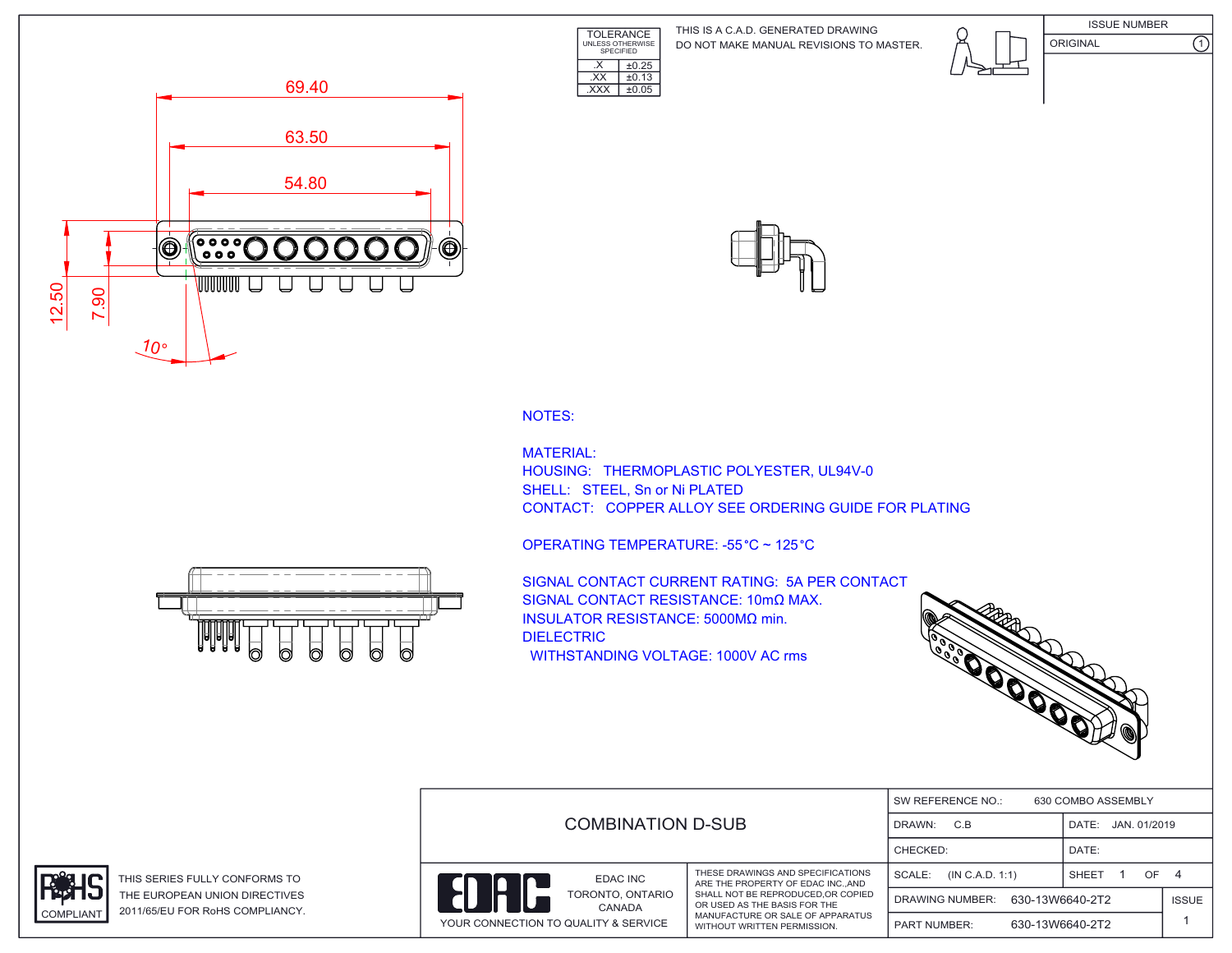| TOLERANCE UNLESS OTHERWISE SPECIFIED | |
|---|---|
| .X | ±0.25 |
| .XX | ±0.13 |
| .XXX | ±0.05 |

THIS IS A C.A.D. GENERATED DRAWING
DO NOT MAKE MANUAL REVISIONS TO MASTER.

| ISSUE NUMBER | |
|---|---|
| ORIGINAL | 1 |

69.40
63.50
54.80
12.50
7.90
10°

NOTES:

MATERIAL:
HOUSING: THERMOPLASTIC POLYESTER, UL94V-0
SHELL: STEEL, Sn or Ni PLATED
CONTACT: COPPER ALLOY SEE ORDERING GUIDE FOR PLATING

OPERATING TEMPERATURE: -55°C ~ 125°C

SIGNAL CONTACT CURRENT RATING: 5A PER CONTACT
SIGNAL CONTACT RESISTANCE: 10mΩ MAX.
INSULATOR RESISTANCE: 5000MΩ min.
DIELECTRIC
WITHSTANDING VOLTAGE: 1000V AC rms

RoHS COMPLIANT

THIS SERIES FULLY CONFORMS TO THE EUROPEAN UNION DIRECTIVES 2011/65/EU FOR RoHS COMPLIANCY.

COMBINATION D-SUB

EDAC
EDAC INC
TORONTO, ONTARIO
CANADA
YOUR CONNECTION TO QUALITY & SERVICE

THESE DRAWINGS AND SPECIFICATIONS ARE THE PROPERTY OF EDAC INC.,AND SHALL NOT BE REPRODUCED,OR COPIED OR USED AS THE BASIS FOR THE MANUFACTURE OR SALE OF APPARATUS WITHOUT WRITTEN PERMISSION.

| SW REFERENCE NO.: 630 COMBO ASSEMBLY | | |
|---|---|---|
| DRAWN: C.B | DATE: JAN. 01/2019 | |
| CHECKED: | DATE: | |
| SCALE: (IN C.A.D. 1:1) | SHEET 1 OF 4 | |
| DRAWING NUMBER: 630-13W6640-2T2 | | ISSUE |
| PART NUMBER: 630-13W6640-2T2 | | 1 |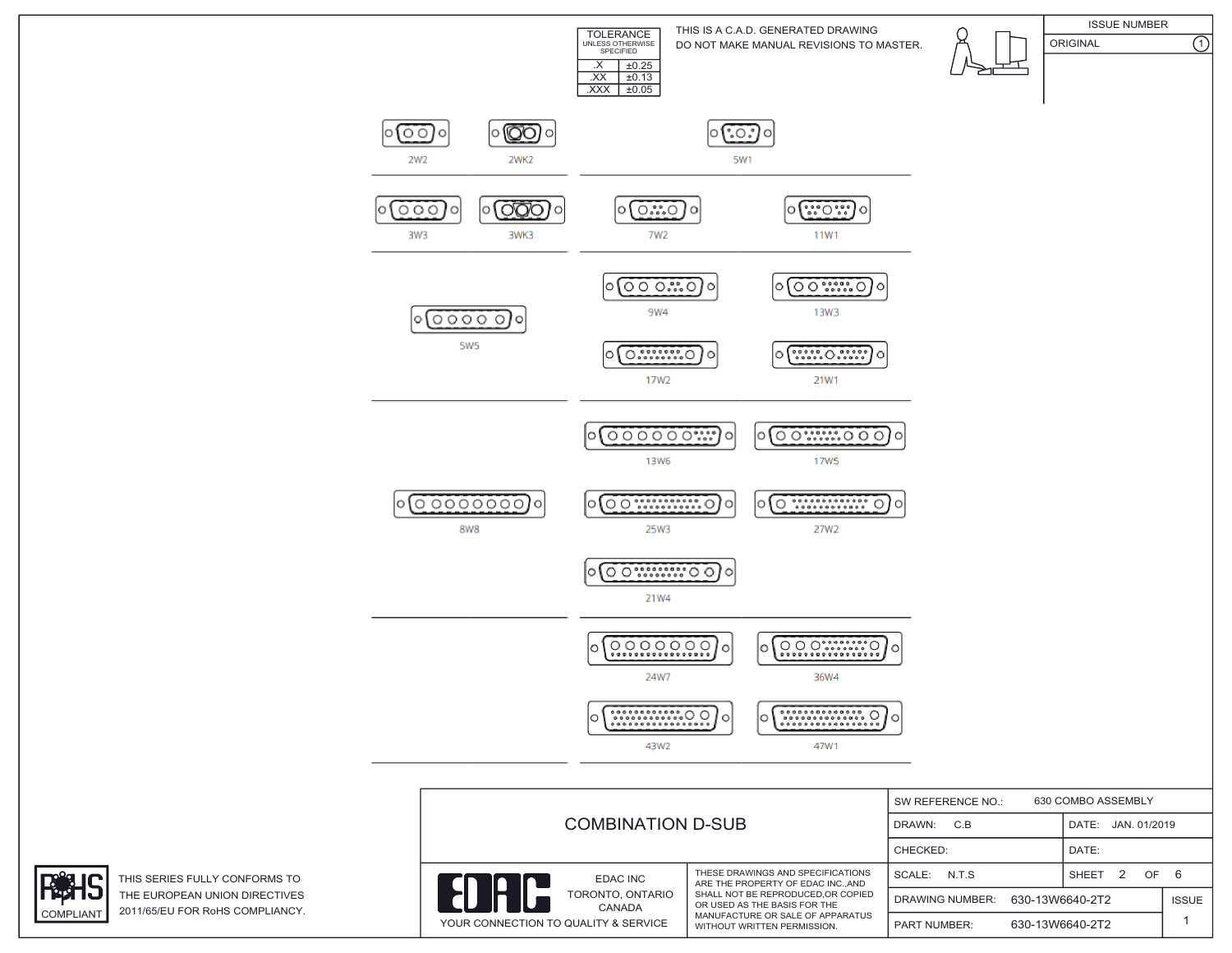| TOLERANCE UNLESS OTHERWISE SPECIFIED | |
|---|---|
| .X | ±0.25 |
| .XX | ±0.13 |
| .XXX | ±0.05 |

THIS IS A C.A.D. GENERATED DRAWING
DO NOT MAKE MANUAL REVISIONS TO MASTER.

| ISSUE NUMBER | |
|---|---|
| ORIGINAL | 1 |

2W2 2WK2 5W1

3W3 3WK3 7W2 11W1

5W5 9W4 13W3 17W2 21W1

8W8 13W6 17W5 25W3 27W2 21W4

24W7 36W4 43W2 47W1

# COMBINATION D-SUB

| | | | |
|---|---|---|---|
| SW REFERENCE NO.: | 630 COMBO ASSEMBLY | | |
| DRAWN: C.B | | DATE: JAN. 01/2019 | |
| CHECKED: | | DATE: | |
| SCALE: N.T.S | | SHEET 2 OF 6 | |
| DRAWING NUMBER: | 630-13W6640-2T2 | | ISSUE |
| PART NUMBER: | 630-13W6640-2T2 | | 1 |

EDAC INC
TORONTO, ONTARIO
CANADA
YOUR CONNECTION TO QUALITY & SERVICE

THESE DRAWINGS AND SPECIFICATIONS ARE THE PROPERTY OF EDAC INC.,AND SHALL NOT BE REPRODUCED,OR COPIED OR USED AS THE BASIS FOR THE MANUFACTURE OR SALE OF APPARATUS WITHOUT WRITTEN PERMISSION.

RoHS COMPLIANT

THIS SERIES FULLY CONFORMS TO THE EUROPEAN UNION DIRECTIVES 2011/65/EU FOR RoHS COMPLIANCY.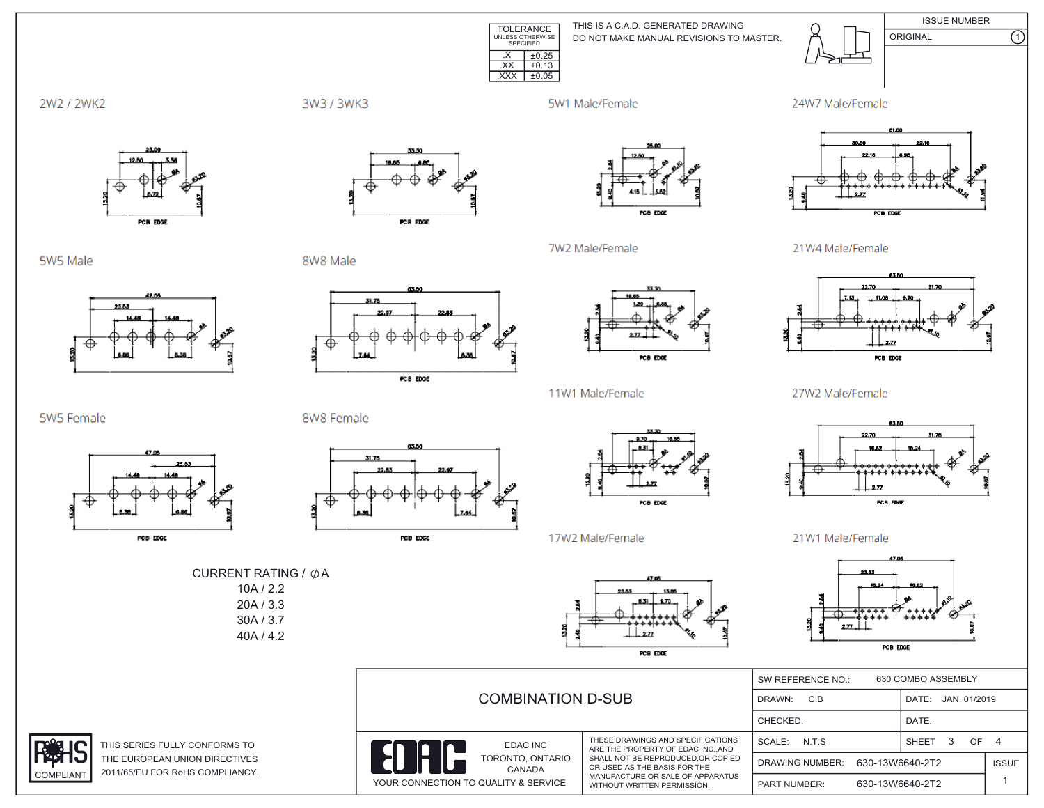| TOLERANCE UNLESS OTHERWISE SPECIFIED | |
|---|---|
| .X | ±0.25 |
| .XX | ±0.13 |
| .XXX | ±0.05 |

THIS IS A C.A.D. GENERATED DRAWING
DO NOT MAKE MANUAL REVISIONS TO MASTER.

| ISSUE NUMBER | |
|---|---|
| ORIGINAL | 1 |

## 2W2 / 2WK2

25.00, 12.50, 3.38, 6.72, ØA, Ø3.20, 13.20, 10.67, PCB EDGE

## 3W3 / 3WK3

33.30, 16.65, 6.85, ØA, Ø3.20, 13.20, 10.67, PCB EDGE

## 5W1 Male/Female

25.00, 12.50, 2.84, ØA, Ø1.10, Ø3.20, 13.20, 9.40, 4.15, 5.52, 10.67, PCB EDGE

## 24W7 Male/Female

61.00, 30.50, 22.16, 22.16, 6.98, ØA, Ø3.20, Ø1.10, 13.20, 9.40, 2.77, 11.54, PCB EDGE

## 5W5 Male

47.05, 23.53, 14.48, 14.48, ØA, Ø3.20, 13.20, 6.86, 8.38, 10.67

## 8W8 Male

63.50, 31.75, 22.87, 22.83, ØA, Ø3.20, 13.20, 7.64, 8.38, 10.67, PCB EDGE

## 7W2 Male/Female

33.30, 16.65, 1.39, 6.85, ØA, Ø3.20, Ø1.10, 2.84, 13.20, 9.40, 2.77, 10.67, PCB EDGE

## 21W4 Male/Female

63.50, 22.70, 31.70, 7.13, 11.08, 9.70, ØA, Ø3.20, Ø1.10, 2.84, 13.20, 9.40, 2.77, 10.67, PCB EDGE

## 5W5 Female

47.05, 23.53, 14.48, 14.48, ØA, Ø3.20, 13.20, 8.38, 6.86, 10.67, PCB EDGE

## 8W8 Female

63.50, 31.75, 22.83, 22.07, ØA, Ø3.20, 13.20, 8.38, 7.64, 10.67, PCB EDGE

## 11W1 Male/Female

33.30, 9.70, 16.65, 8.31, ØA, Ø1.10, Ø3.20, 2.84, 13.20, 9.40, 2.77, 10.67, PCB EDGE

## 27W2 Male/Female

63.50, 22.70, 31.70, 18.62, 15.24, ØA, Ø3.20, Ø1.10, 2.84, 13.20, 9.40, 2.77, 10.67, PCB EDGE

## 17W2 Male/Female

47.05, 23.53, 13.86, 8.31, 9.70, ØA, Ø3.20, Ø1.10, 2.84, 13.20, 9.40, 2.77, 10.67, PCB EDGE

## 21W1 Male/Female

47.05, 23.53, 15.24, 16.62, ØA, Ø1.10, Ø3.20, 2.84, 13.20, 9.40, 2.77, 10.67, PCB EDGE

CURRENT RATING / ∅A
10A / 2.2
20A / 3.3
30A / 3.7
40A / 4.2

RoHS COMPLIANT

THIS SERIES FULLY CONFORMS TO THE EUROPEAN UNION DIRECTIVES 2011/65/EU FOR RoHS COMPLIANCY.

# COMBINATION D-SUB

EDAC INC
TORONTO, ONTARIO
CANADA
YOUR CONNECTION TO QUALITY & SERVICE

THESE DRAWINGS AND SPECIFICATIONS ARE THE PROPERTY OF EDAC INC.,AND SHALL NOT BE REPRODUCED,OR COPIED OR USED AS THE BASIS FOR THE MANUFACTURE OR SALE OF APPARATUS WITHOUT WRITTEN PERMISSION.

| SW REFERENCE NO.: | 630 COMBO ASSEMBLY | | |
|---|---|---|---|
| DRAWN: C.B | | DATE: JAN. 01/2019 | |
| CHECKED: | | DATE: | |
| SCALE: N.T.S | | SHEET 3 OF 4 | |
| DRAWING NUMBER: | 630-13W6640-2T2 | | ISSUE |
| PART NUMBER: | 630-13W6640-2T2 | | 1 |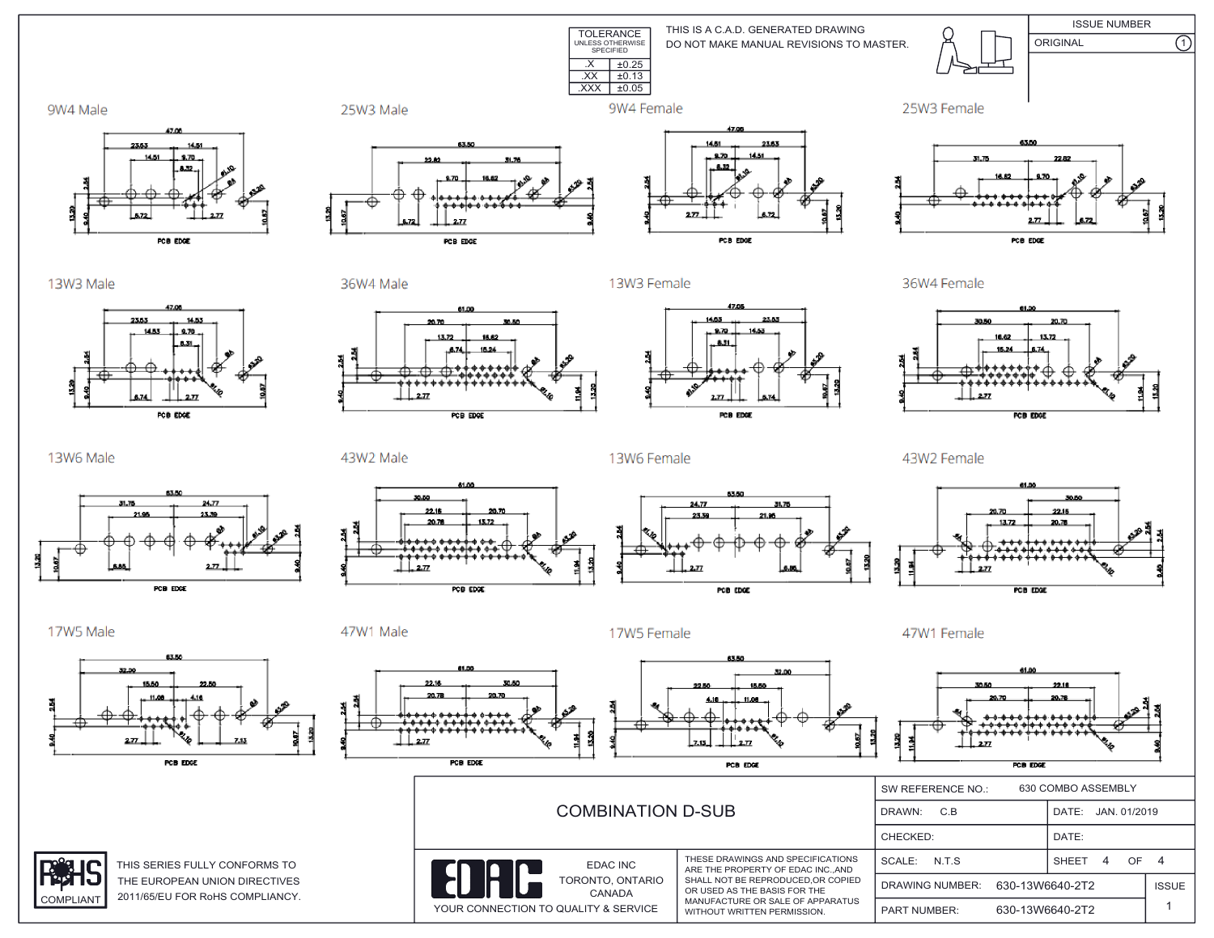| TOLERANCE UNLESS OTHERWISE SPECIFIED | |
|---|---|
| .X | ±0.25 |
| .XX | ±0.13 |
| .XXX | ±0.05 |

THIS IS A C.A.D. GENERATED DRAWING
DO NOT MAKE MANUAL REVISIONS TO MASTER.

| ISSUE NUMBER | |
|---|---|
| ORIGINAL | 1 |

9W4 Male

25W3 Male

9W4 Female

25W3 Female

13W3 Male

36W4 Male

13W3 Female

36W4 Female

13W6 Male

43W2 Male

13W6 Female

43W2 Female

17W5 Male

47W1 Male

17W5 Female

47W1 Female

PCB EDGE

# COMBINATION D-SUB

| | | | |
|---|---|---|---|
| SW REFERENCE NO.: | 630 COMBO ASSEMBLY | | |
| DRAWN: C.B | | DATE: JAN. 01/2019 | |
| CHECKED: | | DATE: | |
| SCALE: N.T.S | | SHEET 4 OF 4 | |
| DRAWING NUMBER: | 630-13W6640-2T2 | | ISSUE |
| PART NUMBER: | 630-13W6640-2T2 | | 1 |

EDAC INC
TORONTO, ONTARIO
CANADA
YOUR CONNECTION TO QUALITY & SERVICE

THESE DRAWINGS AND SPECIFICATIONS ARE THE PROPERTY OF EDAC INC.,AND SHALL NOT BE REPRODUCED,OR COPIED OR USED AS THE BASIS FOR THE MANUFACTURE OR SALE OF APPARATUS WITHOUT WRITTEN PERMISSION.

RoHS COMPLIANT

THIS SERIES FULLY CONFORMS TO THE EUROPEAN UNION DIRECTIVES 2011/65/EU FOR RoHS COMPLIANCY.